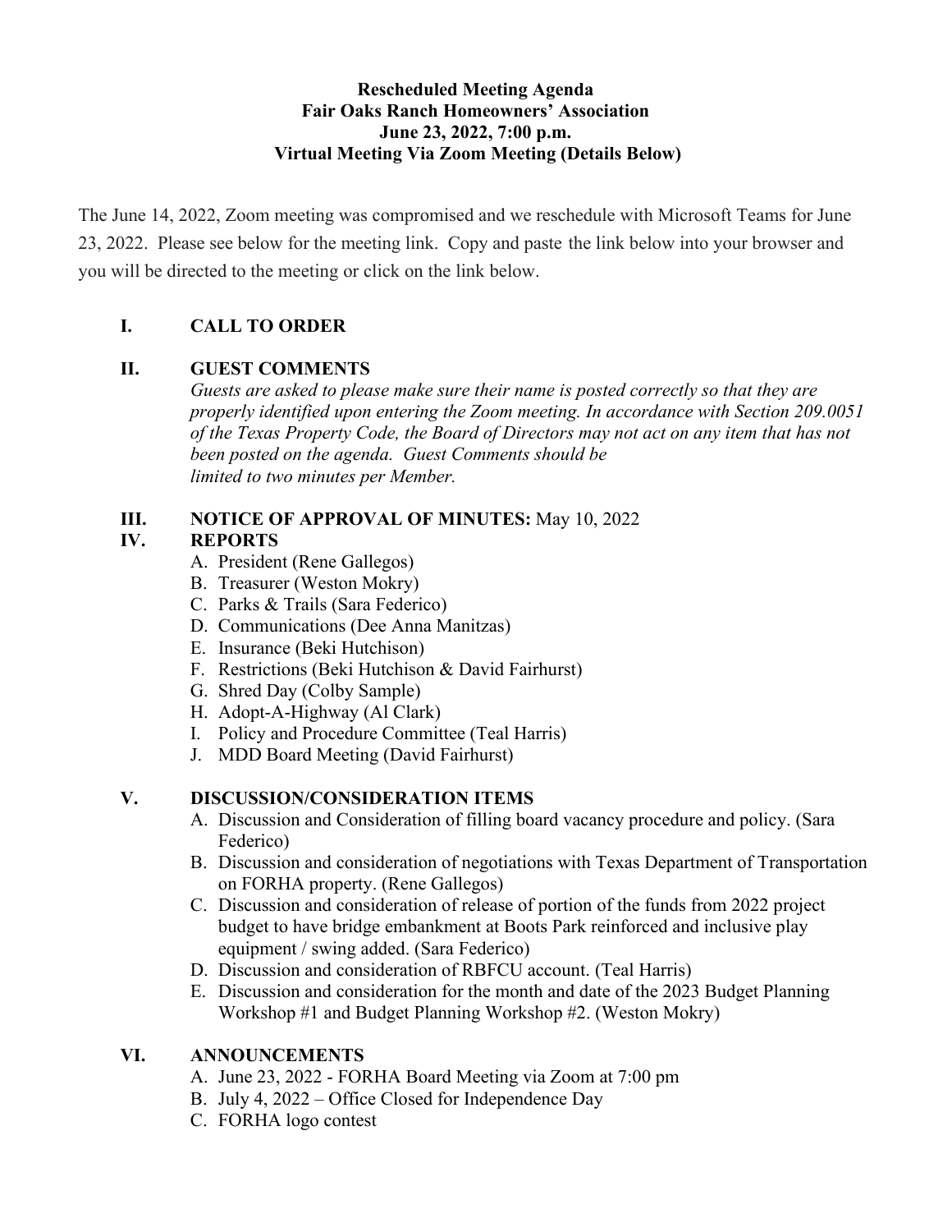**Rescheduled Meeting Agenda**
**Fair Oaks Ranch Homeowners' Association**
**June 23, 2022, 7:00 p.m.**
**Virtual Meeting Via Zoom Meeting (Details Below)**

The June 14, 2022, Zoom meeting was compromised and we reschedule with Microsoft Teams for June 23, 2022. Please see below for the meeting link. Copy and paste the link below into your browser and you will be directed to the meeting or click on the link below.

## I. CALL TO ORDER

## II. GUEST COMMENTS

*Guests are asked to please make sure their name is posted correctly so that they are properly identified upon entering the Zoom meeting. In accordance with Section 209.0051 of the Texas Property Code, the Board of Directors may not act on any item that has not been posted on the agenda. Guest Comments should be limited to two minutes per Member.*

## III. NOTICE OF APPROVAL OF MINUTES: May 10, 2022

## IV. REPORTS

A. President (Rene Gallegos)
B. Treasurer (Weston Mokry)
C. Parks & Trails (Sara Federico)
D. Communications (Dee Anna Manitzas)
E. Insurance (Beki Hutchison)
F. Restrictions (Beki Hutchison & David Fairhurst)
G. Shred Day (Colby Sample)
H. Adopt-A-Highway (Al Clark)
I. Policy and Procedure Committee (Teal Harris)
J. MDD Board Meeting (David Fairhurst)

## V. DISCUSSION/CONSIDERATION ITEMS

A. Discussion and Consideration of filling board vacancy procedure and policy. (Sara Federico)
B. Discussion and consideration of negotiations with Texas Department of Transportation on FORHA property. (Rene Gallegos)
C. Discussion and consideration of release of portion of the funds from 2022 project budget to have bridge embankment at Boots Park reinforced and inclusive play equipment / swing added. (Sara Federico)
D. Discussion and consideration of RBFCU account. (Teal Harris)
E. Discussion and consideration for the month and date of the 2023 Budget Planning Workshop #1 and Budget Planning Workshop #2. (Weston Mokry)

## VI. ANNOUNCEMENTS

A. June 23, 2022 - FORHA Board Meeting via Zoom at 7:00 pm
B. July 4, 2022 – Office Closed for Independence Day
C. FORHA logo contest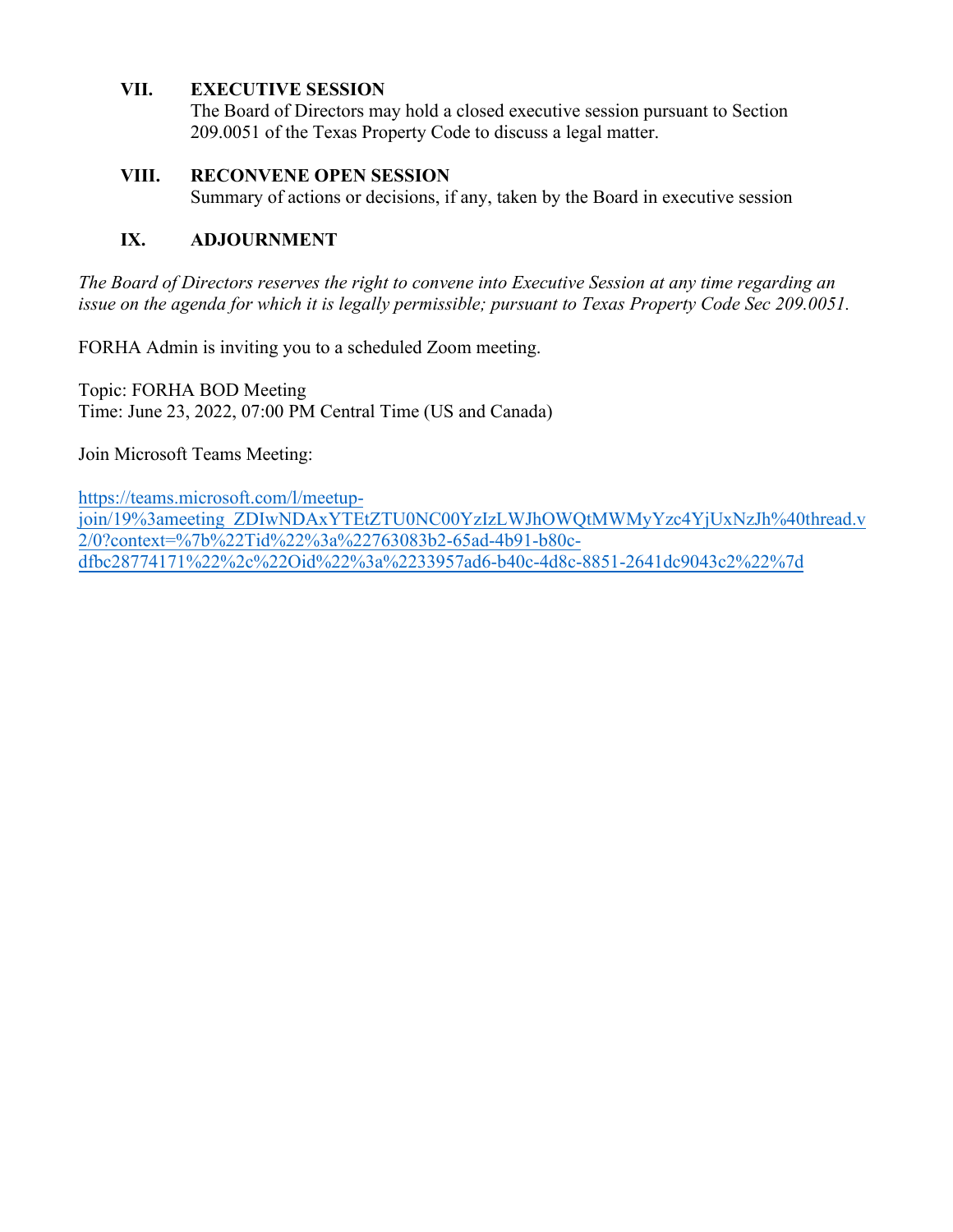**VII. EXECUTIVE SESSION**

The Board of Directors may hold a closed executive session pursuant to Section 209.0051 of the Texas Property Code to discuss a legal matter.

**VIII. RECONVENE OPEN SESSION**

Summary of actions or decisions, if any, taken by the Board in executive session

**IX. ADJOURNMENT**

*The Board of Directors reserves the right to convene into Executive Session at any time regarding an issue on the agenda for which it is legally permissible; pursuant to Texas Property Code Sec 209.0051.*

FORHA Admin is inviting you to a scheduled Zoom meeting.

Topic: FORHA BOD Meeting
Time: June 23, 2022, 07:00 PM Central Time (US and Canada)

Join Microsoft Teams Meeting:

https://teams.microsoft.com/l/meetup-join/19%3ameeting_ZDIwNDAxYTEtZTU0NC00YzIzLWJhOWQtMWMyYzc4YjUxNzJh%40thread.v2/0?context=%7b%22Tid%22%3a%22763083b2-65ad-4b91-b80c-dfbc28774171%22%2c%22Oid%22%3a%2233957ad6-b40c-4d8c-8851-2641dc9043c2%22%7d